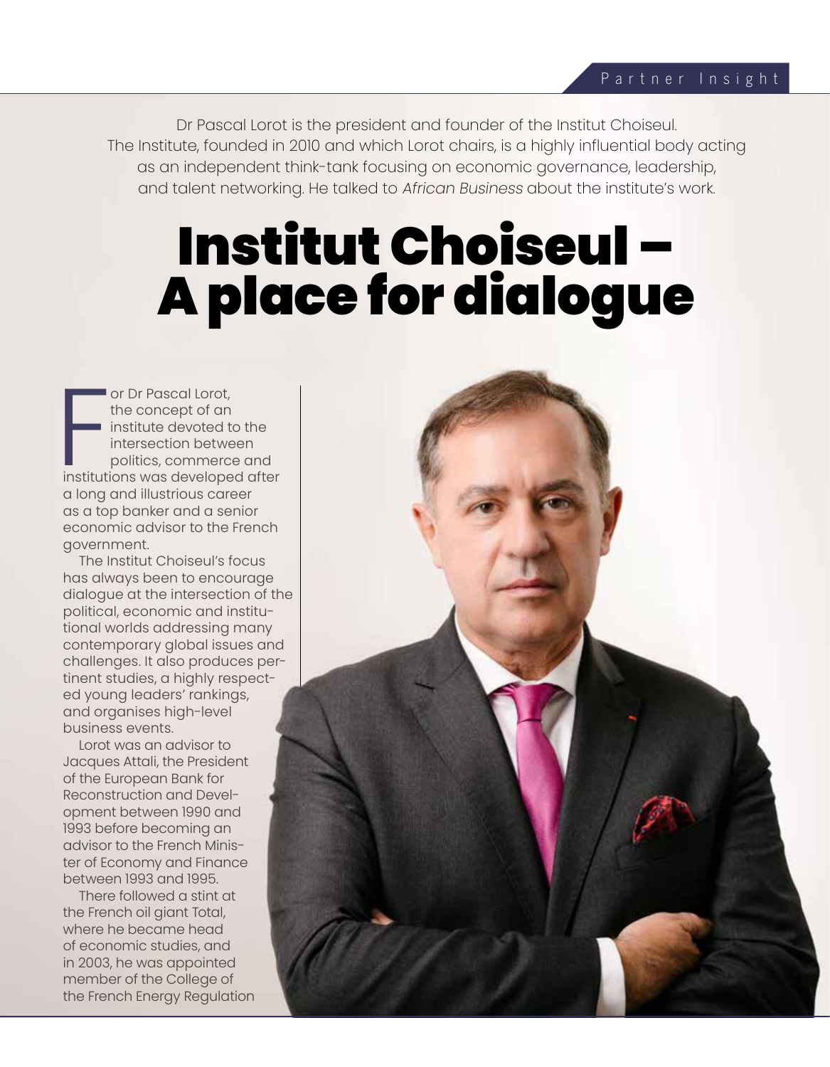Dr Pascal Lorot is the president and founder of the Institut Choiseul. The Institute, founded in 2010 and which Lorot chairs, is a highly influential body acting as an independent think-tank focusing on economic governance, leadership, and talent networking. He talked to *African Business* about the institute's work.

# Institut Choiseul – A place for dialogue

For Dr Pascal Lorot, the concept of an institute devoted to the intersection between politics, commerce and institutions was developed after a long and illustrious career as a top banker and a senior economic advisor to the French government.

The Institut Choiseul's focus has always been to encourage dialogue at the intersection of the political, economic and institutional worlds addressing many contemporary global issues and challenges. It also produces pertinent studies, a highly respected young leaders' rankings, and organises high-level business events.

Lorot was an advisor to Jacques Attali, the President of the European Bank for Reconstruction and Development between 1990 and 1993 before becoming an advisor to the French Minister of Economy and Finance between 1993 and 1995.

There followed a stint at the French oil giant Total, where he became head of economic studies, and in 2003, he was appointed member of the College of the French Energy Regulation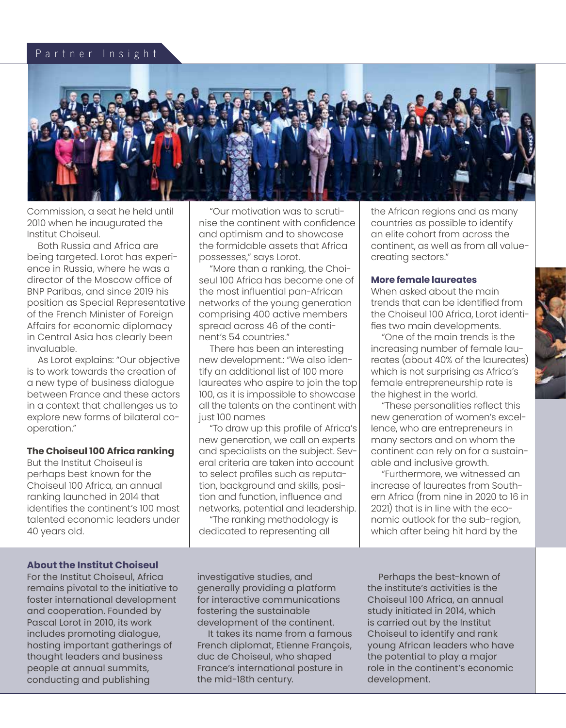Commission, a seat he held until 2010 when he inaugurated the Institut Choiseul.

Both Russia and Africa are being targeted. Lorot has experience in Russia, where he was a director of the Moscow office of BNP Paribas, and since 2019 his position as Special Representative of the French Minister of Foreign Affairs for economic diplomacy in Central Asia has clearly been invaluable.

As Lorot explains: "Our objective is to work towards the creation of a new type of business dialogue between France and these actors in a context that challenges us to explore new forms of bilateral co-operation."

### The Choiseul 100 Africa ranking

But the Institut Choiseul is perhaps best known for the Choiseul 100 Africa, an annual ranking launched in 2014 that identifies the continent's 100 most talented economic leaders under 40 years old.

"Our motivation was to scrutinise the continent with confidence and optimism and to showcase the formidable assets that Africa possesses," says Lorot.

"More than a ranking, the Choiseul 100 Africa has become one of the most influential pan-African networks of the young generation comprising 400 active members spread across 46 of the continent's 54 countries."

There has been an interesting new development.: "We also identify an additional list of 100 more laureates who aspire to join the top 100, as it is impossible to showcase all the talents on the continent with just 100 names

"To draw up this profile of Africa's new generation, we call on experts and specialists on the subject. Several criteria are taken into account to select profiles such as reputation, background and skills, position and function, influence and networks, potential and leadership.

"The ranking methodology is dedicated to representing all the African regions and as many countries as possible to identify an elite cohort from across the continent, as well as from all value-creating sectors."

### More female laureates

When asked about the main trends that can be identified from the Choiseul 100 Africa, Lorot identifies two main developments.

"One of the main trends is the increasing number of female laureates (about 40% of the laureates) which is not surprising as Africa's female entrepreneurship rate is the highest in the world.

"These personalities reflect this new generation of women's excellence, who are entrepreneurs in many sectors and on whom the continent can rely on for a sustainable and inclusive growth.

"Furthermore, we witnessed an increase of laureates from Southern Africa (from nine in 2020 to 16 in 2021) that is in line with the economic outlook for the sub-region, which after being hit hard by the

### About the Institut Choiseul

For the Institut Choiseul, Africa remains pivotal to the initiative to foster international development and cooperation. Founded by Pascal Lorot in 2010, its work includes promoting dialogue, hosting important gatherings of thought leaders and business people at annual summits, conducting and publishing investigative studies, and generally providing a platform for interactive communications fostering the sustainable development of the continent.

It takes its name from a famous French diplomat, Etienne François, duc de Choiseul, who shaped France's international posture in the mid-18th century.

Perhaps the best-known of the institute's activities is the Choiseul 100 Africa, an annual study initiated in 2014, which is carried out by the Institut Choiseul to identify and rank young African leaders who have the potential to play a major role in the continent's economic development.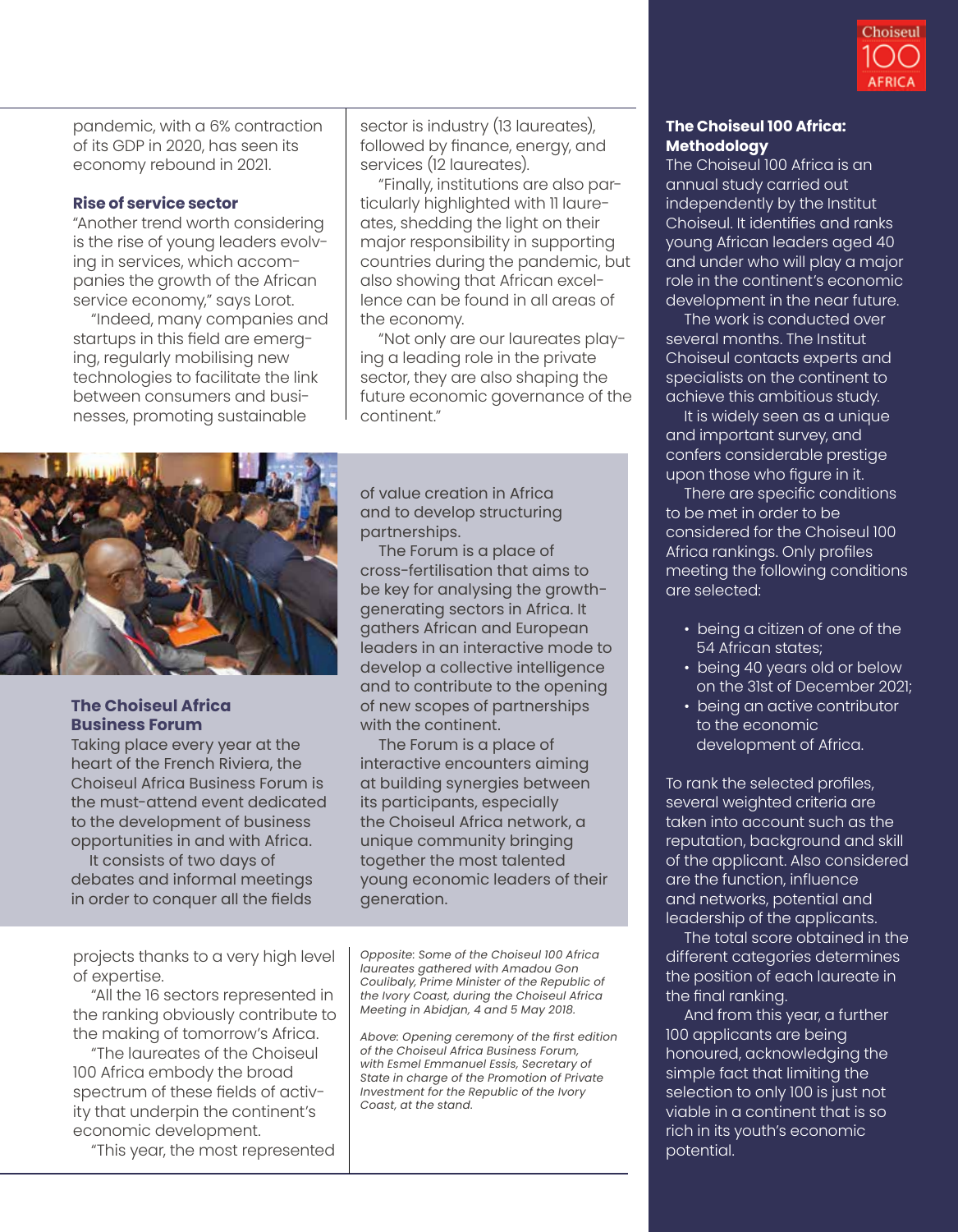pandemic, with a 6% contraction of its GDP in 2020, has seen its economy rebound in 2021.

### Rise of service sector

"Another trend worth considering is the rise of young leaders evolving in services, which accompanies the growth of the African service economy," says Lorot.

"Indeed, many companies and startups in this field are emerging, regularly mobilising new technologies to facilitate the link between consumers and businesses, promoting sustainable projects thanks to a very high level of expertise.

"All the 16 sectors represented in the ranking obviously contribute to the making of tomorrow's Africa.

"The laureates of the Choiseul 100 Africa embody the broad spectrum of these fields of activity that underpin the continent's economic development.

"This year, the most represented sector is industry (13 laureates), followed by finance, energy, and services (12 laureates).

"Finally, institutions are also particularly highlighted with 11 laureates, shedding the light on their major responsibility in supporting countries during the pandemic, but also showing that African excellence can be found in all areas of the economy.

"Not only are our laureates playing a leading role in the private sector, they are also shaping the future economic governance of the continent."

### The Choiseul Africa Business Forum

Taking place every year at the heart of the French Riviera, the Choiseul Africa Business Forum is the must-attend event dedicated to the development of business opportunities in and with Africa.

It consists of two days of debates and informal meetings in order to conquer all the fields of value creation in Africa and to develop structuring partnerships.

The Forum is a place of cross-fertilisation that aims to be key for analysing the growth-generating sectors in Africa. It gathers African and European leaders in an interactive mode to develop a collective intelligence and to contribute to the opening of new scopes of partnerships with the continent.

The Forum is a place of interactive encounters aiming at building synergies between its participants, especially the Choiseul Africa network, a unique community bringing together the most talented young economic leaders of their generation.

*Opposite: Some of the Choiseul 100 Africa laureates gathered with Amadou Gon Coulibaly, Prime Minister of the Republic of the Ivory Coast, during the Choiseul Africa Meeting in Abidjan, 4 and 5 May 2018.*

*Above: Opening ceremony of the first edition of the Choiseul Africa Business Forum, with Esmel Emmanuel Essis, Secretary of State in charge of the Promotion of Private Investment for the Republic of the Ivory Coast, at the stand.*

### The Choiseul 100 Africa: Methodology

The Choiseul 100 Africa is an annual study carried out independently by the Institut Choiseul. It identifies and ranks young African leaders aged 40 and under who will play a major role in the continent's economic development in the near future.

The work is conducted over several months. The Institut Choiseul contacts experts and specialists on the continent to achieve this ambitious study.

It is widely seen as a unique and important survey, and confers considerable prestige upon those who figure in it.

There are specific conditions to be met in order to be considered for the Choiseul 100 Africa rankings. Only profiles meeting the following conditions are selected:

- being a citizen of one of the 54 African states;
- being 40 years old or below on the 31st of December 2021;
- being an active contributor to the economic development of Africa.

To rank the selected profiles, several weighted criteria are taken into account such as the reputation, background and skill of the applicant. Also considered are the function, influence and networks, potential and leadership of the applicants.

The total score obtained in the different categories determines the position of each laureate in the final ranking.

And from this year, a further 100 applicants are being honoured, acknowledging the simple fact that limiting the selection to only 100 is just not viable in a continent that is so rich in its youth's economic potential.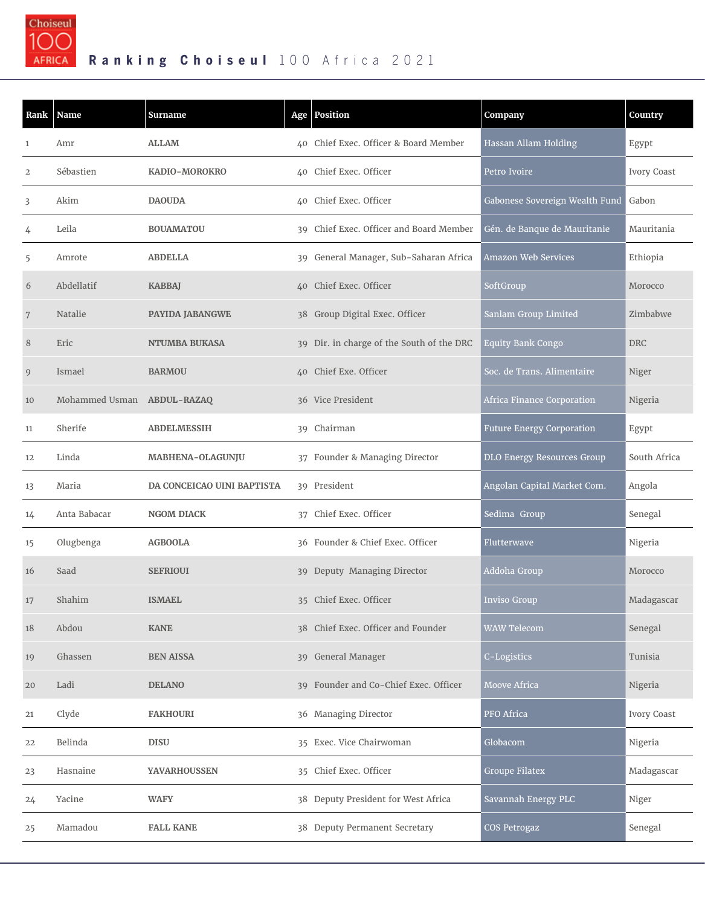# Ranking Choiseul 100 Africa 2021

| Rank | Name | Surname | Age | Position | Company | Country |
|---|---|---|---|---|---|---|
| 1 | Amr | **ALLAM** | 40 | Chief Exec. Officer & Board Member | Hassan Allam Holding | Egypt |
| 2 | Sébastien | **KADIO-MOROKRO** | 40 | Chief Exec. Officer | Petro Ivoire | Ivory Coast |
| 3 | Akim | **DAOUDA** | 40 | Chief Exec. Officer | Gabonese Sovereign Wealth Fund | Gabon |
| 4 | Leila | **BOUAMATOU** | 39 | Chief Exec. Officer and Board Member | Gén. de Banque de Mauritanie | Mauritania |
| 5 | Amrote | **ABDELLA** | 39 | General Manager, Sub-Saharan Africa | Amazon Web Services | Ethiopia |
| 6 | Abdellatif | **KABBAJ** | 40 | Chief Exec. Officer | SoftGroup | Morocco |
| 7 | Natalie | **PAYIDA JABANGWE** | 38 | Group Digital Exec. Officer | Sanlam Group Limited | Zimbabwe |
| 8 | Eric | **NTUMBA BUKASA** | 39 | Dir. in charge of the South of the DRC | Equity Bank Congo | DRC |
| 9 | Ismael | **BARMOU** | 40 | Chief Exe. Officer | Soc. de Trans. Alimentaire | Niger |
| 10 | Mohammed Usman | **ABDUL-RAZAQ** | 36 | Vice President | Africa Finance Corporation | Nigeria |
| 11 | Sherife | **ABDELMESSIH** | 39 | Chairman | Future Energy Corporation | Egypt |
| 12 | Linda | **MABHENA-OLAGUNJU** | 37 | Founder & Managing Director | DLO Energy Resources Group | South Africa |
| 13 | Maria | **DA CONCEICAO UINI BAPTISTA** | 39 | President | Angolan Capital Market Com. | Angola |
| 14 | Anta Babacar | **NGOM DIACK** | 37 | Chief Exec. Officer | Sedima Group | Senegal |
| 15 | Olugbenga | **AGBOOLA** | 36 | Founder & Chief Exec. Officer | Flutterwave | Nigeria |
| 16 | Saad | **SEFRIOUI** | 39 | Deputy Managing Director | Addoha Group | Morocco |
| 17 | Shahim | **ISMAEL** | 35 | Chief Exec. Officer | Inviso Group | Madagascar |
| 18 | Abdou | **KANE** | 38 | Chief Exec. Officer and Founder | WAW Telecom | Senegal |
| 19 | Ghassen | **BEN AISSA** | 39 | General Manager | C-Logistics | Tunisia |
| 20 | Ladi | **DELANO** | 39 | Founder and Co-Chief Exec. Officer | Moove Africa | Nigeria |
| 21 | Clyde | **FAKHOURI** | 36 | Managing Director | PFO Africa | Ivory Coast |
| 22 | Belinda | **DISU** | 35 | Exec. Vice Chairwoman | Globacom | Nigeria |
| 23 | Hasnaine | **YAVARHOUSSEN** | 35 | Chief Exec. Officer | Groupe Filatex | Madagascar |
| 24 | Yacine | **WAFY** | 38 | Deputy President for West Africa | Savannah Energy PLC | Niger |
| 25 | Mamadou | **FALL KANE** | 38 | Deputy Permanent Secretary | COS Petrogaz | Senegal |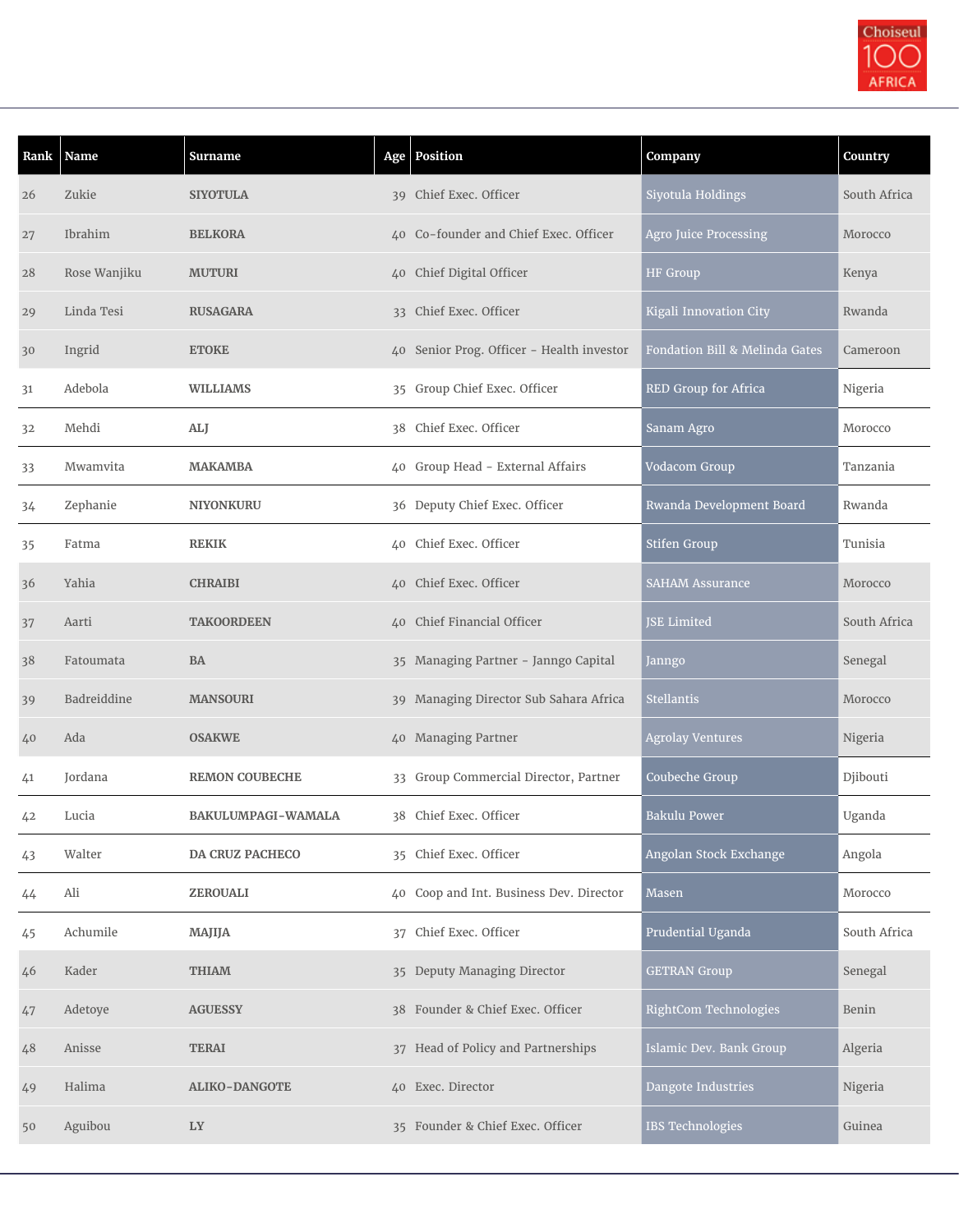| Rank | Name | Surname | Age | Position | Company | Country |
|---|---|---|---|---|---|---|
| 26 | Zukie | **SIYOTULA** | 39 | Chief Exec. Officer | Siyotula Holdings | South Africa |
| 27 | Ibrahim | **BELKORA** | 40 | Co-founder and Chief Exec. Officer | Agro Juice Processing | Morocco |
| 28 | Rose Wanjiku | **MUTURI** | 40 | Chief Digital Officer | HF Group | Kenya |
| 29 | Linda Tesi | **RUSAGARA** | 33 | Chief Exec. Officer | Kigali Innovation City | Rwanda |
| 30 | Ingrid | **ETOKE** | 40 | Senior Prog. Officer - Health investor | Fondation Bill & Melinda Gates | Cameroon |
| 31 | Adebola | **WILLIAMS** | 35 | Group Chief Exec. Officer | RED Group for Africa | Nigeria |
| 32 | Mehdi | **ALJ** | 38 | Chief Exec. Officer | Sanam Agro | Morocco |
| 33 | Mwamvita | **MAKAMBA** | 40 | Group Head - External Affairs | Vodacom Group | Tanzania |
| 34 | Zephanie | **NIYONKURU** | 36 | Deputy Chief Exec. Officer | Rwanda Development Board | Rwanda |
| 35 | Fatma | **REKIK** | 40 | Chief Exec. Officer | Stifen Group | Tunisia |
| 36 | Yahia | **CHRAIBI** | 40 | Chief Exec. Officer | SAHAM Assurance | Morocco |
| 37 | Aarti | **TAKOORDEEN** | 40 | Chief Financial Officer | JSE Limited | South Africa |
| 38 | Fatoumata | **BA** | 35 | Managing Partner - Janngo Capital | Janngo | Senegal |
| 39 | Badreiddine | **MANSOURI** | 39 | Managing Director Sub Sahara Africa | Stellantis | Morocco |
| 40 | Ada | **OSAKWE** | 40 | Managing Partner | Agrolay Ventures | Nigeria |
| 41 | Jordana | **REMON COUBECHE** | 33 | Group Commercial Director, Partner | Coubeche Group | Djibouti |
| 42 | Lucia | **BAKULUMPAGI-WAMALA** | 38 | Chief Exec. Officer | Bakulu Power | Uganda |
| 43 | Walter | **DA CRUZ PACHECO** | 35 | Chief Exec. Officer | Angolan Stock Exchange | Angola |
| 44 | Ali | **ZEROUALI** | 40 | Coop and Int. Business Dev. Director | Masen | Morocco |
| 45 | Achumile | **MAJIJA** | 37 | Chief Exec. Officer | Prudential Uganda | South Africa |
| 46 | Kader | **THIAM** | 35 | Deputy Managing Director | GETRAN Group | Senegal |
| 47 | Adetoye | **AGUESSY** | 38 | Founder & Chief Exec. Officer | RightCom Technologies | Benin |
| 48 | Anisse | **TERAI** | 37 | Head of Policy and Partnerships | Islamic Dev. Bank Group | Algeria |
| 49 | Halima | **ALIKO-DANGOTE** | 40 | Exec. Director | Dangote Industries | Nigeria |
| 50 | Aguibou | **LY** | 35 | Founder & Chief Exec. Officer | IBS Technologies | Guinea |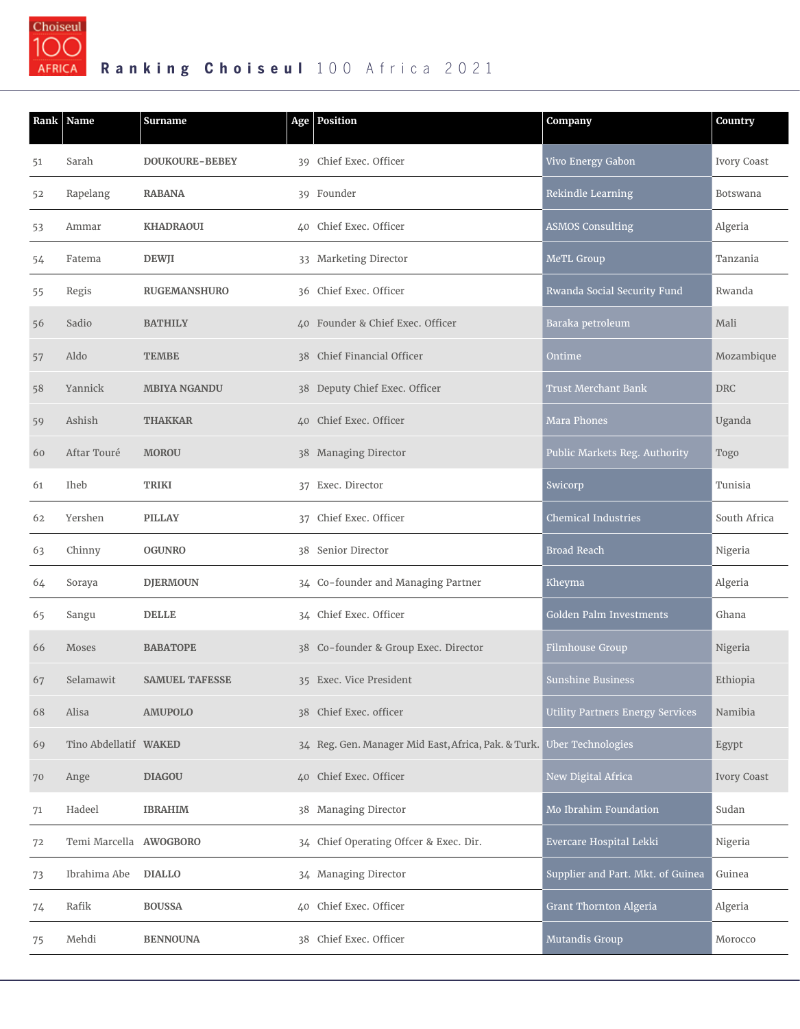# Ranking Choiseul 100 Africa 2021

| Rank | Name | Surname | Age | Position | Company | Country |
|---|---|---|---|---|---|---|
| 51 | Sarah | DOUKOURE-BEBEY | 39 | Chief Exec. Officer | Vivo Energy Gabon | Ivory Coast |
| 52 | Rapelang | RABANA | 39 | Founder | Rekindle Learning | Botswana |
| 53 | Ammar | KHADRAOUI | 40 | Chief Exec. Officer | ASMOS Consulting | Algeria |
| 54 | Fatema | DEWJI | 33 | Marketing Director | MeTL Group | Tanzania |
| 55 | Regis | RUGEMANSHURO | 36 | Chief Exec. Officer | Rwanda Social Security Fund | Rwanda |
| 56 | Sadio | BATHILY | 40 | Founder & Chief Exec. Officer | Baraka petroleum | Mali |
| 57 | Aldo | TEMBE | 38 | Chief Financial Officer | Ontime | Mozambique |
| 58 | Yannick | MBIYA NGANDU | 38 | Deputy Chief Exec. Officer | Trust Merchant Bank | DRC |
| 59 | Ashish | THAKKAR | 40 | Chief Exec. Officer | Mara Phones | Uganda |
| 60 | Aftar Touré | MOROU | 38 | Managing Director | Public Markets Reg. Authority | Togo |
| 61 | Iheb | TRIKI | 37 | Exec. Director | Swicorp | Tunisia |
| 62 | Yershen | PILLAY | 37 | Chief Exec. Officer | Chemical Industries | South Africa |
| 63 | Chinny | OGUNRO | 38 | Senior Director | Broad Reach | Nigeria |
| 64 | Soraya | DJERMOUN | 34 | Co-founder and Managing Partner | Kheyma | Algeria |
| 65 | Sangu | DELLE | 34 | Chief Exec. Officer | Golden Palm Investments | Ghana |
| 66 | Moses | BABATOPE | 38 | Co-founder & Group Exec. Director | Filmhouse Group | Nigeria |
| 67 | Selamawit | SAMUEL TAFESSE | 35 | Exec. Vice President | Sunshine Business | Ethiopia |
| 68 | Alisa | AMUPOLO | 38 | Chief Exec. officer | Utility Partners Energy Services | Namibia |
| 69 | Tino Abdellatif | WAKED | 34 | Reg. Gen. Manager Mid East, Africa, Pak. & Turk. | Uber Technologies | Egypt |
| 70 | Ange | DIAGOU | 40 | Chief Exec. Officer | New Digital Africa | Ivory Coast |
| 71 | Hadeel | IBRAHIM | 38 | Managing Director | Mo Ibrahim Foundation | Sudan |
| 72 | Temi Marcella | AWOGBORO | 34 | Chief Operating Offcer & Exec. Dir. | Evercare Hospital Lekki | Nigeria |
| 73 | Ibrahima Abe | DIALLO | 34 | Managing Director | Supplier and Part. Mkt. of Guinea | Guinea |
| 74 | Rafik | BOUSSA | 40 | Chief Exec. Officer | Grant Thornton Algeria | Algeria |
| 75 | Mehdi | BENNOUNA | 38 | Chief Exec. Officer | Mutandis Group | Morocco |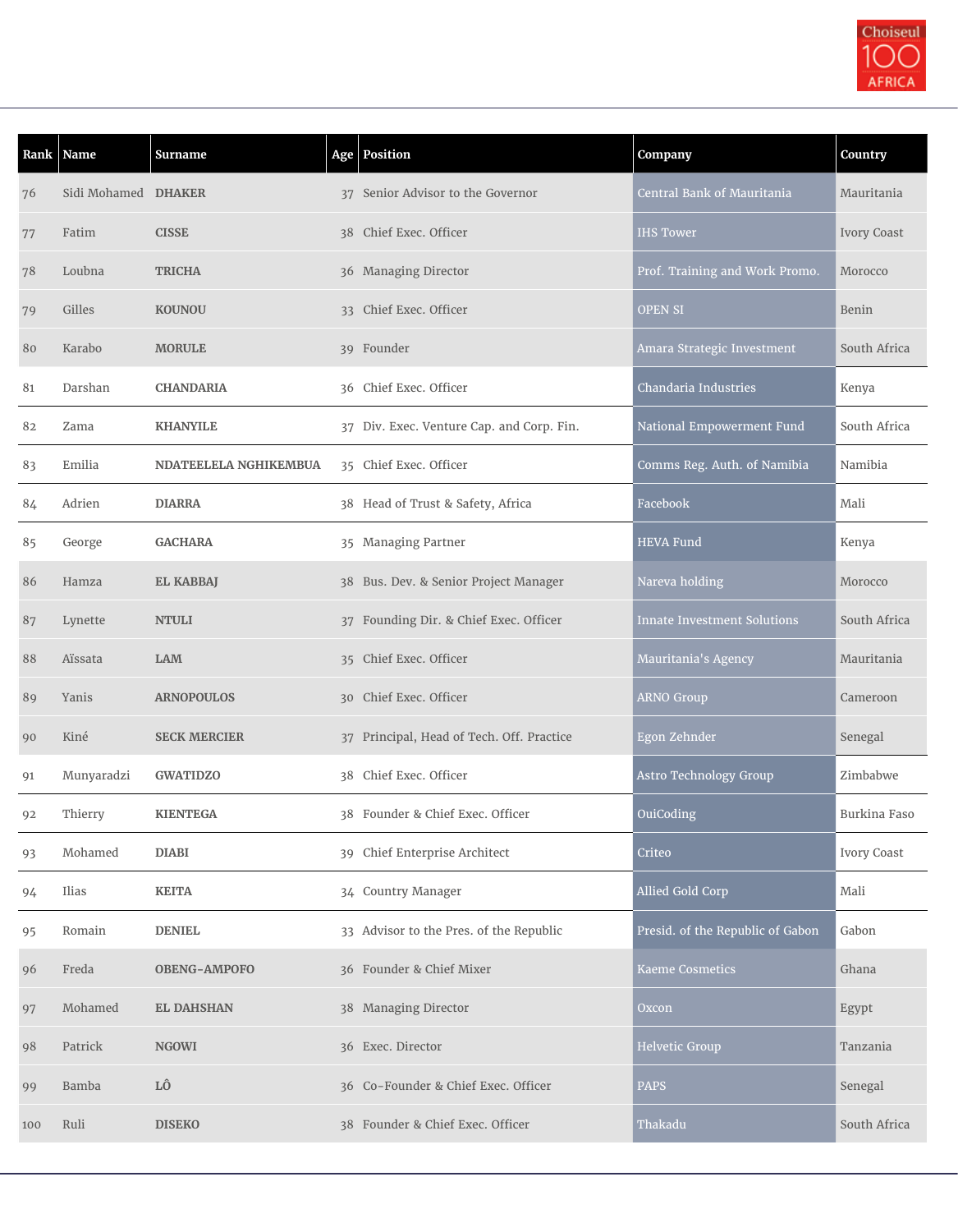| Rank | Name | Surname | Age | Position | Company | Country |
|---|---|---|---|---|---|---|
| 76 | Sidi Mohamed | **DHAKER** | 37 | Senior Advisor to the Governor | Central Bank of Mauritania | Mauritania |
| 77 | Fatim | **CISSE** | 38 | Chief Exec. Officer | IHS Tower | Ivory Coast |
| 78 | Loubna | **TRICHA** | 36 | Managing Director | Prof. Training and Work Promo. | Morocco |
| 79 | Gilles | **KOUNOU** | 33 | Chief Exec. Officer | OPEN SI | Benin |
| 80 | Karabo | **MORULE** | 39 | Founder | Amara Strategic Investment | South Africa |
| 81 | Darshan | **CHANDARIA** | 36 | Chief Exec. Officer | Chandaria Industries | Kenya |
| 82 | Zama | **KHANYILE** | 37 | Div. Exec. Venture Cap. and Corp. Fin. | National Empowerment Fund | South Africa |
| 83 | Emilia | **NDATEELELA NGHIKEMBUA** | 35 | Chief Exec. Officer | Comms Reg. Auth. of Namibia | Namibia |
| 84 | Adrien | **DIARRA** | 38 | Head of Trust & Safety, Africa | Facebook | Mali |
| 85 | George | **GACHARA** | 35 | Managing Partner | HEVA Fund | Kenya |
| 86 | Hamza | **EL KABBAJ** | 38 | Bus. Dev. & Senior Project Manager | Nareva holding | Morocco |
| 87 | Lynette | **NTULI** | 37 | Founding Dir. & Chief Exec. Officer | Innate Investment Solutions | South Africa |
| 88 | Aïssata | **LAM** | 35 | Chief Exec. Officer | Mauritania's Agency | Mauritania |
| 89 | Yanis | **ARNOPOULOS** | 30 | Chief Exec. Officer | ARNO Group | Cameroon |
| 90 | Kiné | **SECK MERCIER** | 37 | Principal, Head of Tech. Off. Practice | Egon Zehnder | Senegal |
| 91 | Munyaradzi | **GWATIDZO** | 38 | Chief Exec. Officer | Astro Technology Group | Zimbabwe |
| 92 | Thierry | **KIENTEGA** | 38 | Founder & Chief Exec. Officer | OuiCoding | Burkina Faso |
| 93 | Mohamed | **DIABI** | 39 | Chief Enterprise Architect | Criteo | Ivory Coast |
| 94 | Ilias | **KEITA** | 34 | Country Manager | Allied Gold Corp | Mali |
| 95 | Romain | **DENIEL** | 33 | Advisor to the Pres. of the Republic | Presid. of the Republic of Gabon | Gabon |
| 96 | Freda | **OBENG-AMPOFO** | 36 | Founder & Chief Mixer | Kaeme Cosmetics | Ghana |
| 97 | Mohamed | **EL DAHSHAN** | 38 | Managing Director | Oxcon | Egypt |
| 98 | Patrick | **NGOWI** | 36 | Exec. Director | Helvetic Group | Tanzania |
| 99 | Bamba | **LÔ** | 36 | Co-Founder & Chief Exec. Officer | PAPS | Senegal |
| 100 | Ruli | **DISEKO** | 38 | Founder & Chief Exec. Officer | Thakadu | South Africa |